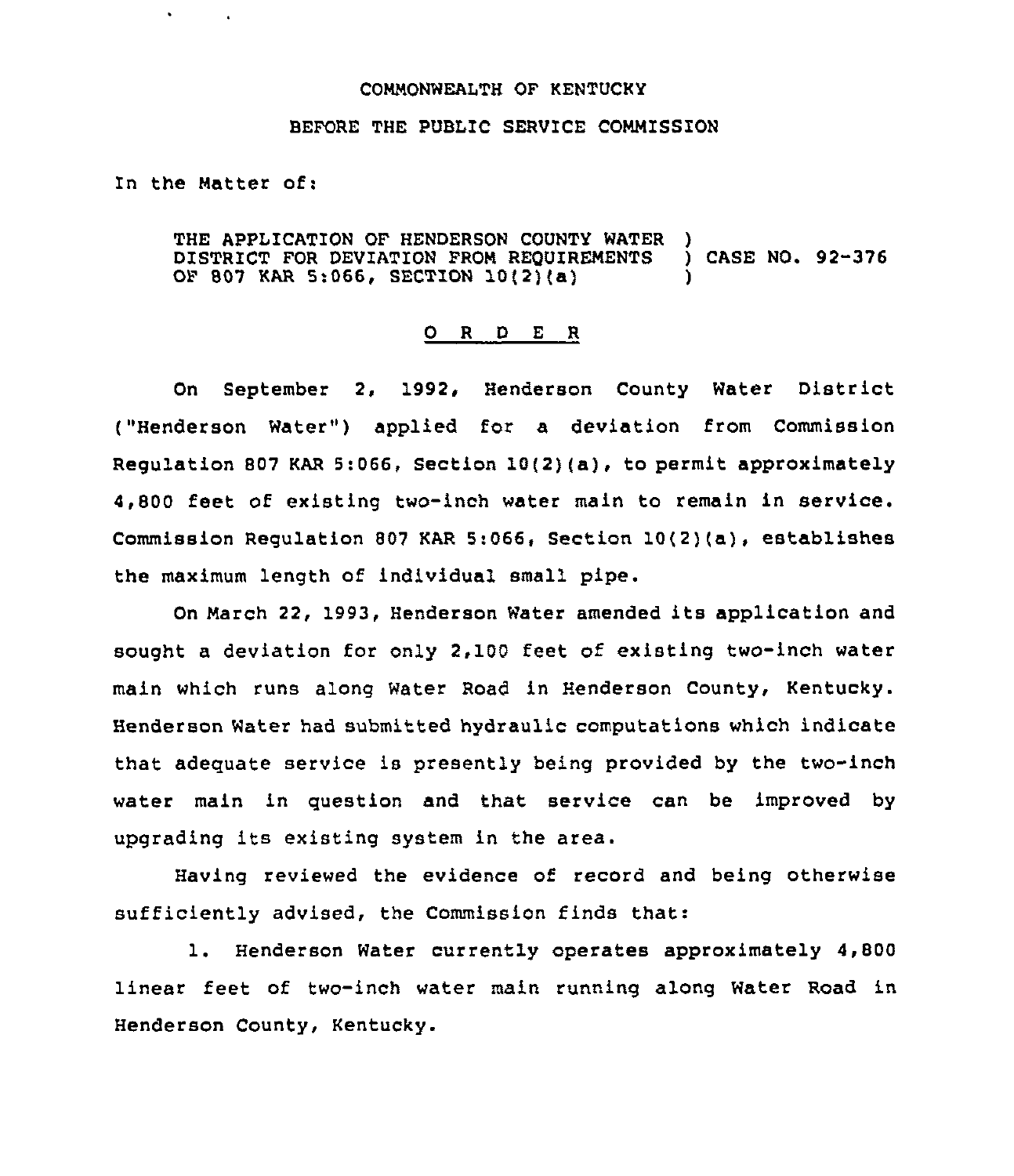COMMONWEALTH OF KENTUCKY

BEFORE THE PUBLIC SERVICE COMMISSION

In the Matter of:

THE APPLICATION OF HENDERSON COUNTY WATER DISTRICT FOR DEVIATION FROM REQUIREMENTS OF 807 KAR 5:066, SECTION 10(2)(a) ) CASE NO. 92-376

O R D E R

On September 2, 1992, Henderson County Water District ("Henderson Water") applied for a deviation from Commission Regulation 807 KAR 5:066, Section 10(2)(a), to permit approximately 4,800 feet of existing two-inch water main to remain in service. Commission Regulation 807 KAR 5:066, Section 10(2)(a), establishes the maximum length of individual small pipe.

On March 22, 1993, Henderson Water amended its application and sought a deviation for only 2,100 feet of existing two-inch water main which runs along Water Road in Henderson County, Kentucky. Henderson Water had submitted hydraulic computations which indicate that adequate service is presently being provided by the two-inch water main in question and that service can be improved by upgrading its existing system in the area.

Having reviewed the evidence of record and being otherwise sufficiently advised, the Commission finds that:

1. Henderson Water currently operates approximately 4,800 linear feet of two-inch water main running along Water Road in Henderson County, Kentucky.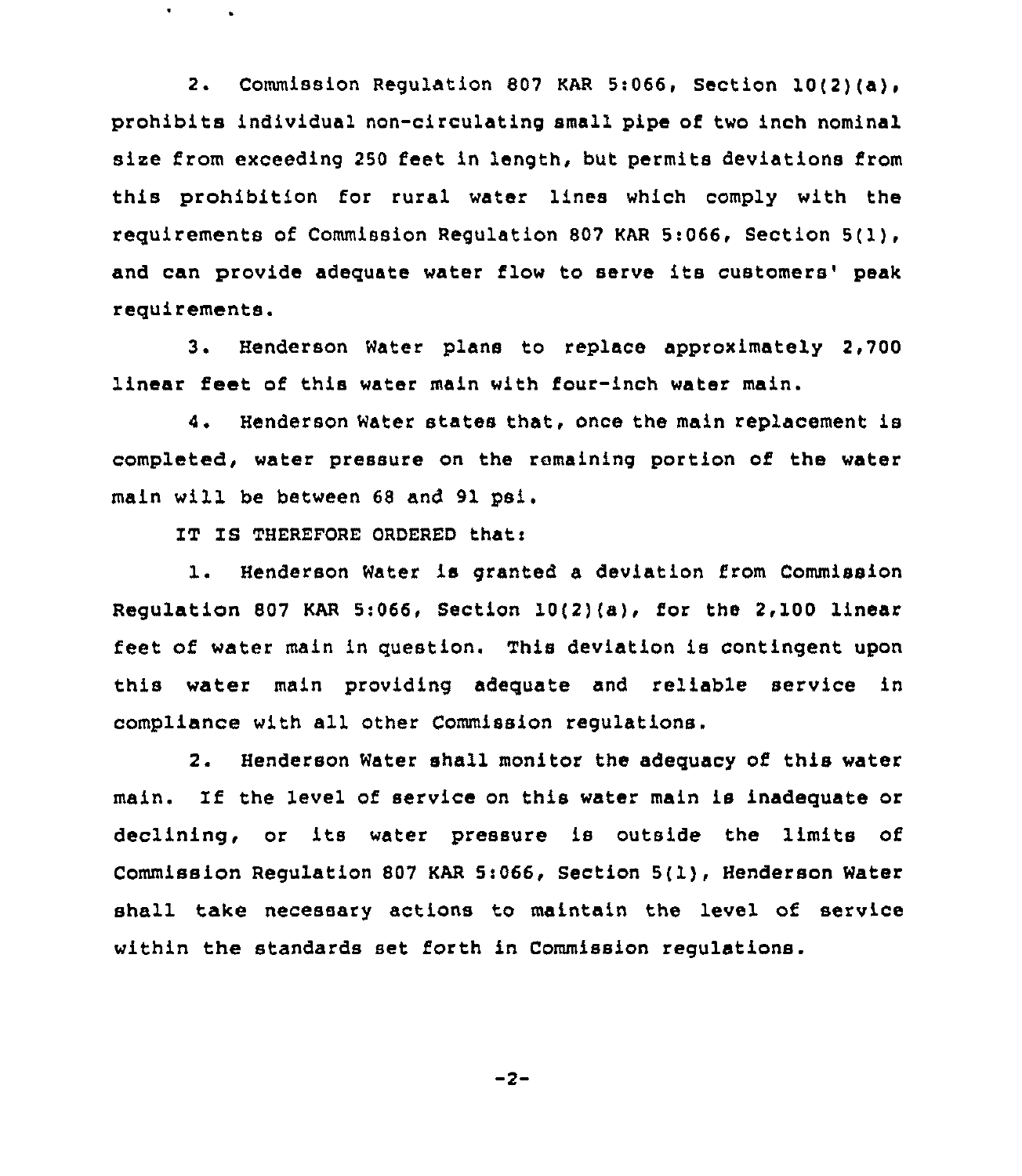2. Commission Regulation 807 KAR 5:066, Section 10(2)(a), prohibits individual non-circulating small pipe of two inch nominal size from exceeding 250 feet in length, but permits deviations from this prohibition for rural water lines which comply with the requirements of Commission Regulation 807 KAR 5:066, Section 5(1), and can provide adequate water flow to serve its customers' peak requirements.

3. Henderson Water plans to replace approximately 2,700 linear feet of this water main with four-inch water main.

4. Henderson Water states that, once the main replacement is completed, water pressure on the remaining portion of the water main will be between 68 and 91 psi.

IT IS THEREFORE ORDERED that:

1. Henderson Water is granted a deviation from Commission Regulation 807 KAR 5:066, Section 10(2)(a), for the 2,100 linear feet of water main in question. This deviation is contingent upon this water main providing adequate and reliable service in compliance with all other Commission regulations.

2. Henderson Water shall monitor the adequacy of this water main. If the level of service on this water main is inadequate or declining, or its water pressure is outside the limits of Commission Regulation 807 KAR 5:066, Section 5(1), Henderson Water shall take necessary actions to maintain the level of service within the standards set forth in Commission regulations.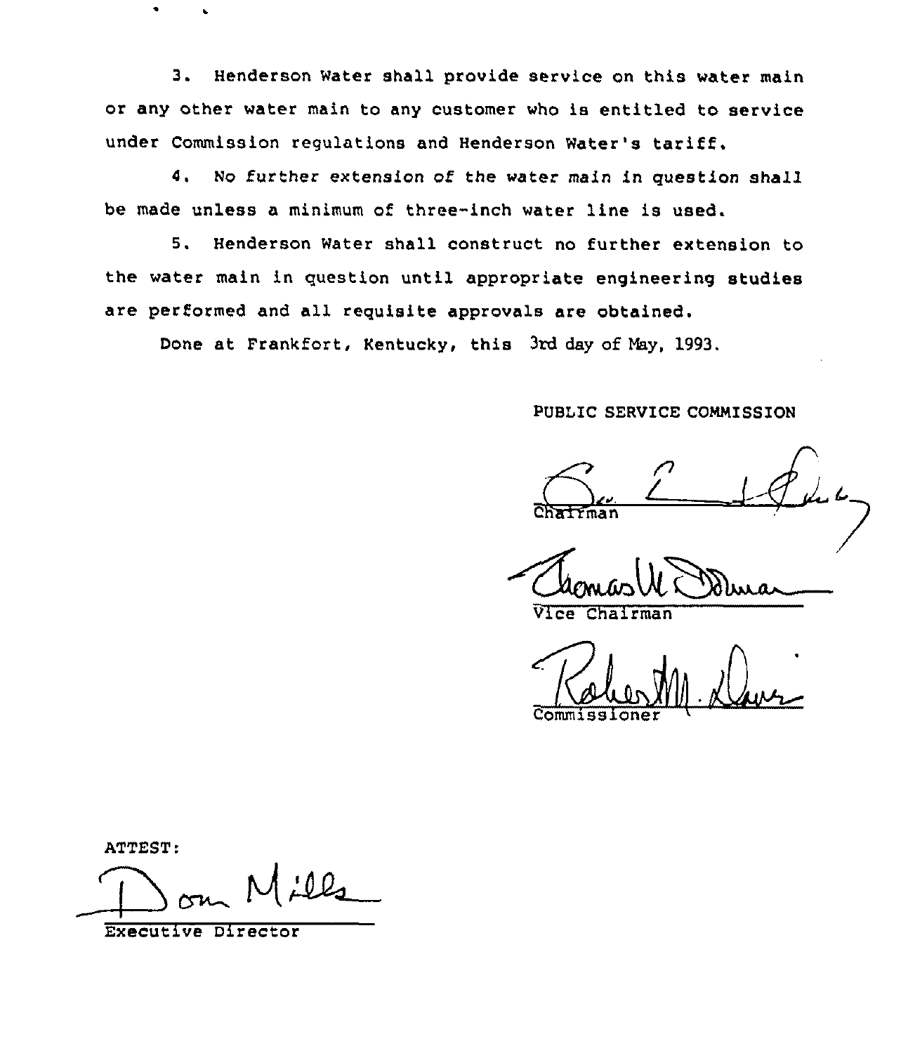3. Henderson Water shall provide service on this water main or any other water main to any customer who is entitled to service under Commission regulations and Henderson Water's tariff.

4. No further extension of the water main in question shall be made unless a minimum of three-inch water line is used.

5. Henderson Water shall construct no further extension to the water main in question until appropriate engineering studies are performed and all requisite approvals are obtained.

Done at Frankfort, Kentucky, this 3rd day of May, 1993.

PUBLIC SERVICE COMMISSION

Chairman

Vice Chairman

Commissioner

ATTEST:

Executive Director